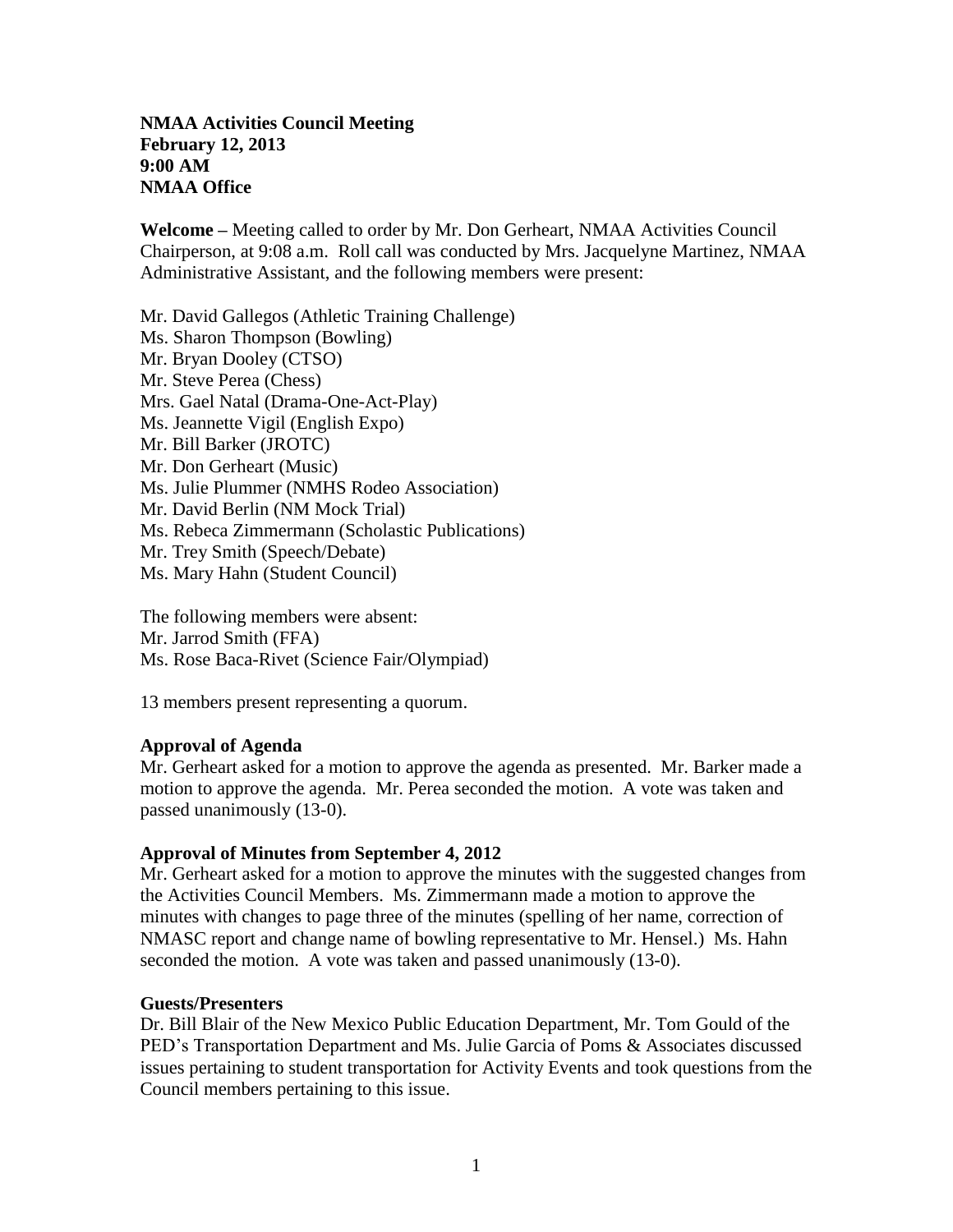**NMAA Activities Council Meeting**
**February 12, 2013**
**9:00 AM**
**NMAA Office**

**Welcome –** Meeting called to order by Mr. Don Gerheart, NMAA Activities Council Chairperson, at 9:08 a.m. Roll call was conducted by Mrs. Jacquelyne Martinez, NMAA Administrative Assistant, and the following members were present:

Mr. David Gallegos (Athletic Training Challenge)
Ms. Sharon Thompson (Bowling)
Mr. Bryan Dooley (CTSO)
Mr. Steve Perea (Chess)
Mrs. Gael Natal (Drama-One-Act-Play)
Ms. Jeannette Vigil (English Expo)
Mr. Bill Barker (JROTC)
Mr. Don Gerheart (Music)
Ms. Julie Plummer (NMHS Rodeo Association)
Mr. David Berlin (NM Mock Trial)
Ms. Rebeca Zimmermann (Scholastic Publications)
Mr. Trey Smith (Speech/Debate)
Ms. Mary Hahn (Student Council)

The following members were absent:
Mr. Jarrod Smith (FFA)
Ms. Rose Baca-Rivet (Science Fair/Olympiad)

13 members present representing a quorum.

**Approval of Agenda**
Mr. Gerheart asked for a motion to approve the agenda as presented. Mr. Barker made a motion to approve the agenda. Mr. Perea seconded the motion. A vote was taken and passed unanimously (13-0).

**Approval of Minutes from September 4, 2012**
Mr. Gerheart asked for a motion to approve the minutes with the suggested changes from the Activities Council Members. Ms. Zimmermann made a motion to approve the minutes with changes to page three of the minutes (spelling of her name, correction of NMASC report and change name of bowling representative to Mr. Hensel.) Ms. Hahn seconded the motion. A vote was taken and passed unanimously (13-0).

**Guests/Presenters**
Dr. Bill Blair of the New Mexico Public Education Department, Mr. Tom Gould of the PED's Transportation Department and Ms. Julie Garcia of Poms & Associates discussed issues pertaining to student transportation for Activity Events and took questions from the Council members pertaining to this issue.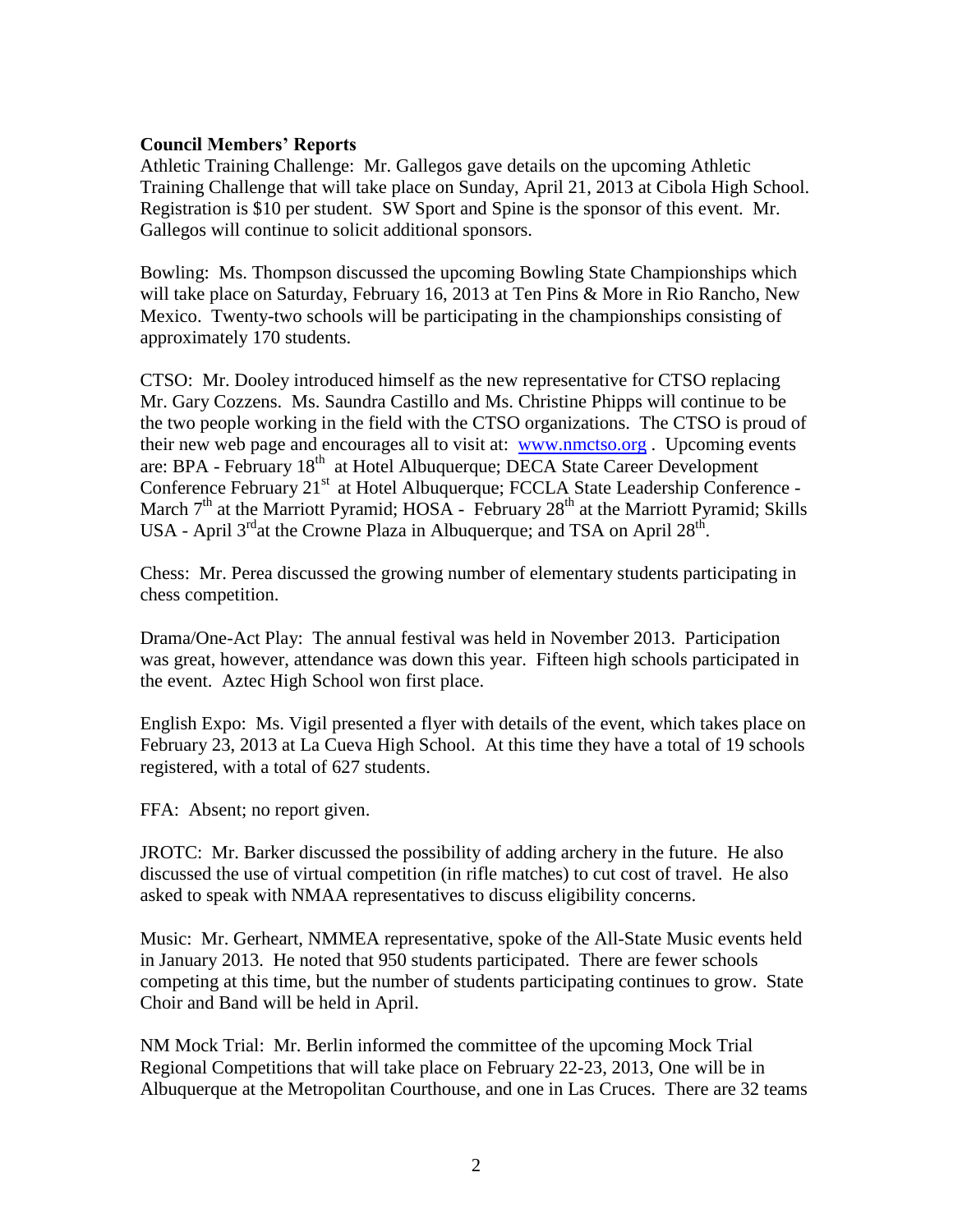**Council Members' Reports**

Athletic Training Challenge: Mr. Gallegos gave details on the upcoming Athletic Training Challenge that will take place on Sunday, April 21, 2013 at Cibola High School. Registration is $10 per student. SW Sport and Spine is the sponsor of this event. Mr. Gallegos will continue to solicit additional sponsors.

Bowling: Ms. Thompson discussed the upcoming Bowling State Championships which will take place on Saturday, February 16, 2013 at Ten Pins & More in Rio Rancho, New Mexico. Twenty-two schools will be participating in the championships consisting of approximately 170 students.

CTSO: Mr. Dooley introduced himself as the new representative for CTSO replacing Mr. Gary Cozzens. Ms. Saundra Castillo and Ms. Christine Phipps will continue to be the two people working in the field with the CTSO organizations. The CTSO is proud of their new web page and encourages all to visit at: [www.nmctso.org](http://www.nmctso.org) . Upcoming events are: BPA - February 18th at Hotel Albuquerque; DECA State Career Development Conference February 21st at Hotel Albuquerque; FCCLA State Leadership Conference - March 7th at the Marriott Pyramid; HOSA - February 28th at the Marriott Pyramid; Skills USA - April 3rd at the Crowne Plaza in Albuquerque; and TSA on April 28th.

Chess: Mr. Perea discussed the growing number of elementary students participating in chess competition.

Drama/One-Act Play: The annual festival was held in November 2013. Participation was great, however, attendance was down this year. Fifteen high schools participated in the event. Aztec High School won first place.

English Expo: Ms. Vigil presented a flyer with details of the event, which takes place on February 23, 2013 at La Cueva High School. At this time they have a total of 19 schools registered, with a total of 627 students.

FFA: Absent; no report given.

JROTC: Mr. Barker discussed the possibility of adding archery in the future. He also discussed the use of virtual competition (in rifle matches) to cut cost of travel. He also asked to speak with NMAA representatives to discuss eligibility concerns.

Music: Mr. Gerheart, NMMEA representative, spoke of the All-State Music events held in January 2013. He noted that 950 students participated. There are fewer schools competing at this time, but the number of students participating continues to grow. State Choir and Band will be held in April.

NM Mock Trial: Mr. Berlin informed the committee of the upcoming Mock Trial Regional Competitions that will take place on February 22-23, 2013, One will be in Albuquerque at the Metropolitan Courthouse, and one in Las Cruces. There are 32 teams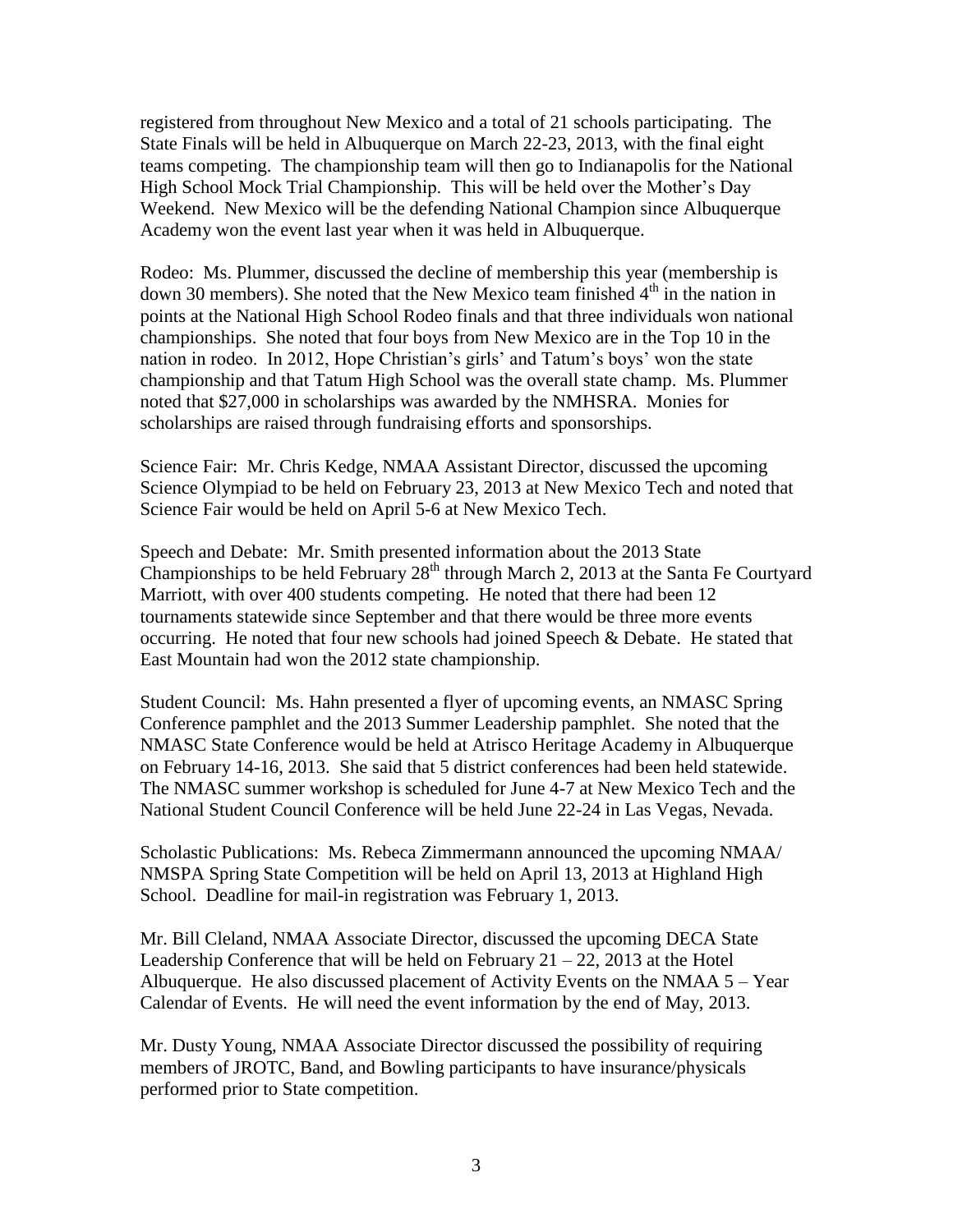registered from throughout New Mexico and a total of 21 schools participating. The State Finals will be held in Albuquerque on March 22-23, 2013, with the final eight teams competing. The championship team will then go to Indianapolis for the National High School Mock Trial Championship. This will be held over the Mother's Day Weekend. New Mexico will be the defending National Champion since Albuquerque Academy won the event last year when it was held in Albuquerque.

Rodeo: Ms. Plummer, discussed the decline of membership this year (membership is down 30 members). She noted that the New Mexico team finished 4th in the nation in points at the National High School Rodeo finals and that three individuals won national championships. She noted that four boys from New Mexico are in the Top 10 in the nation in rodeo. In 2012, Hope Christian's girls' and Tatum's boys' won the state championship and that Tatum High School was the overall state champ. Ms. Plummer noted that $27,000 in scholarships was awarded by the NMHSRA. Monies for scholarships are raised through fundraising efforts and sponsorships.

Science Fair: Mr. Chris Kedge, NMAA Assistant Director, discussed the upcoming Science Olympiad to be held on February 23, 2013 at New Mexico Tech and noted that Science Fair would be held on April 5-6 at New Mexico Tech.

Speech and Debate: Mr. Smith presented information about the 2013 State Championships to be held February 28th through March 2, 2013 at the Santa Fe Courtyard Marriott, with over 400 students competing. He noted that there had been 12 tournaments statewide since September and that there would be three more events occurring. He noted that four new schools had joined Speech & Debate. He stated that East Mountain had won the 2012 state championship.

Student Council: Ms. Hahn presented a flyer of upcoming events, an NMASC Spring Conference pamphlet and the 2013 Summer Leadership pamphlet. She noted that the NMASC State Conference would be held at Atrisco Heritage Academy in Albuquerque on February 14-16, 2013. She said that 5 district conferences had been held statewide. The NMASC summer workshop is scheduled for June 4-7 at New Mexico Tech and the National Student Council Conference will be held June 22-24 in Las Vegas, Nevada.

Scholastic Publications: Ms. Rebeca Zimmermann announced the upcoming NMAA/ NMSPA Spring State Competition will be held on April 13, 2013 at Highland High School. Deadline for mail-in registration was February 1, 2013.

Mr. Bill Cleland, NMAA Associate Director, discussed the upcoming DECA State Leadership Conference that will be held on February 21 – 22, 2013 at the Hotel Albuquerque. He also discussed placement of Activity Events on the NMAA 5 – Year Calendar of Events. He will need the event information by the end of May, 2013.

Mr. Dusty Young, NMAA Associate Director discussed the possibility of requiring members of JROTC, Band, and Bowling participants to have insurance/physicals performed prior to State competition.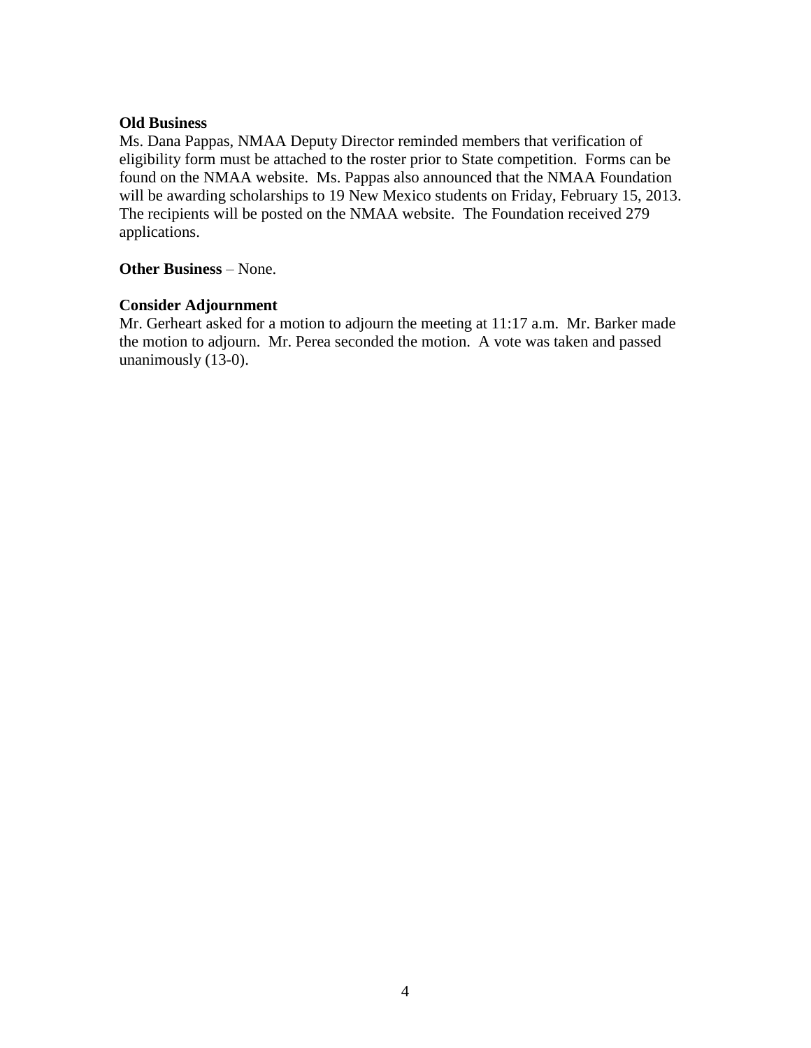**Old Business**

Ms. Dana Pappas, NMAA Deputy Director reminded members that verification of eligibility form must be attached to the roster prior to State competition. Forms can be found on the NMAA website. Ms. Pappas also announced that the NMAA Foundation will be awarding scholarships to 19 New Mexico students on Friday, February 15, 2013. The recipients will be posted on the NMAA website. The Foundation received 279 applications.

**Other Business** – None.

**Consider Adjournment**

Mr. Gerheart asked for a motion to adjourn the meeting at 11:17 a.m. Mr. Barker made the motion to adjourn. Mr. Perea seconded the motion. A vote was taken and passed unanimously (13-0).